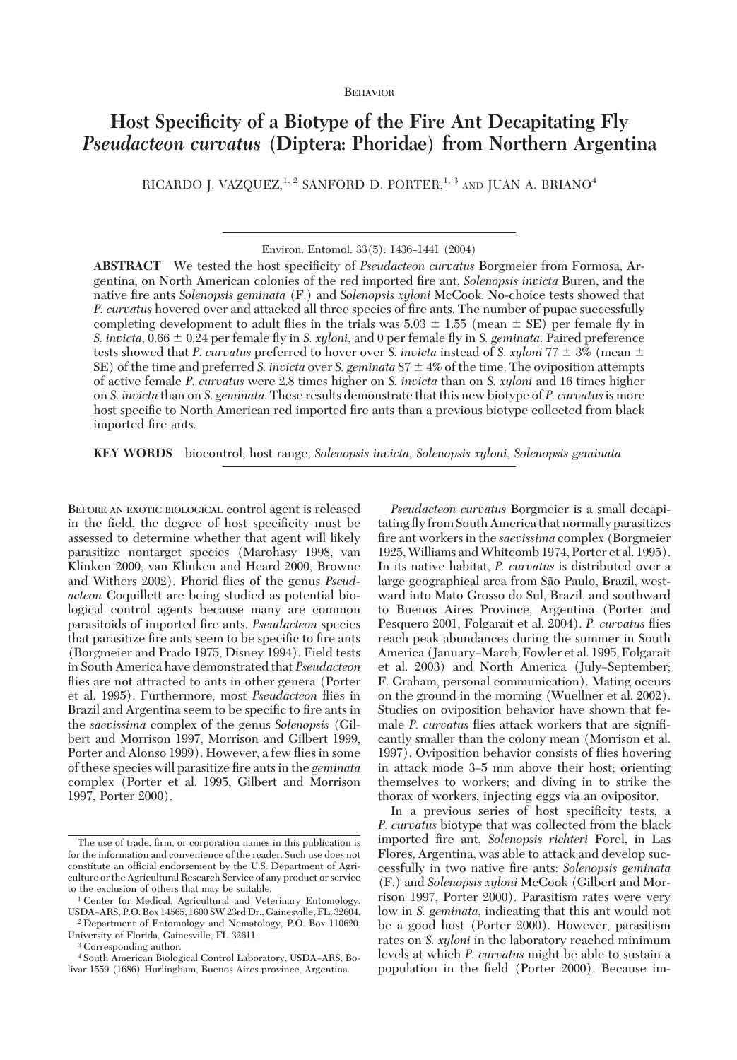BEHAVIOR

# Host Specificity of a Biotype of the Fire Ant Decapitating Fly *Pseudacteon curvatus* (Diptera: Phoridae) from Northern Argentina

RICARDO J. VAZQUEZ,[1,2] SANFORD D. PORTER,[1,3] AND JUAN A. BRIANO[4]

Environ. Entomol. 33(5): 1436–1441 (2004)

**ABSTRACT** We tested the host specificity of *Pseudacteon curvatus* Borgmeier from Formosa, Argentina, on North American colonies of the red imported fire ant, *Solenopsis invicta* Buren, and the native fire ants *Solenopsis geminata* (F.) and *Solenopsis xyloni* McCook. No-choice tests showed that *P. curvatus* hovered over and attacked all three species of fire ants. The number of pupae successfully completing development to adult flies in the trials was 5.03 ± 1.55 (mean ± SE) per female fly in *S. invicta*, 0.66 ± 0.24 per female fly in *S. xyloni*, and 0 per female fly in *S. geminata*. Paired preference tests showed that *P. curvatus* preferred to hover over *S. invicta* instead of *S. xyloni* 77 ± 3% (mean ± SE) of the time and preferred *S. invicta* over *S. geminata* 87 ± 4% of the time. The oviposition attempts of active female *P. curvatus* were 2.8 times higher on *S. invicta* than on *S. xyloni* and 16 times higher on *S. invicta* than on *S. geminata*. These results demonstrate that this new biotype of *P. curvatus* is more host specific to North American red imported fire ants than a previous biotype collected from black imported fire ants.

**KEY WORDS** biocontrol, host range, *Solenopsis invicta*, *Solenopsis xyloni*, *Solenopsis geminata*

BEFORE AN EXOTIC BIOLOGICAL control agent is released in the field, the degree of host specificity must be assessed to determine whether that agent will likely parasitize nontarget species (Marohasy 1998, van Klinken 2000, van Klinken and Heard 2000, Browne and Withers 2002). Phorid flies of the genus *Pseudacteon* Coquillett are being studied as potential biological control agents because many are common parasitoids of imported fire ants. *Pseudacteon* species that parasitize fire ants seem to be specific to fire ants (Borgmeier and Prado 1975, Disney 1994). Field tests in South America have demonstrated that *Pseudacteon* flies are not attracted to ants in other genera (Porter et al. 1995). Furthermore, most *Pseudacteon* flies in Brazil and Argentina seem to be specific to fire ants in the *saevissima* complex of the genus *Solenopsis* (Gilbert and Morrison 1997, Morrison and Gilbert 1999, Porter and Alonso 1999). However, a few flies in some of these species will parasitize fire ants in the *geminata* complex (Porter et al. 1995, Gilbert and Morrison 1997, Porter 2000).

*Pseudacteon curvatus* Borgmeier is a small decapitating fly from South America that normally parasitizes fire ant workers in the *saevissima* complex (Borgmeier 1925, Williams and Whitcomb 1974, Porter et al. 1995). In its native habitat, *P. curvatus* is distributed over a large geographical area from São Paulo, Brazil, westward into Mato Grosso do Sul, Brazil, and southward to Buenos Aires Province, Argentina (Porter and Pesquero 2001, Folgarait et al. 2004). *P. curvatus* flies reach peak abundances during the summer in South America (January–March; Fowler et al. 1995, Folgarait et al. 2003) and North America (July–September; F. Graham, personal communication). Mating occurs on the ground in the morning (Wuellner et al. 2002). Studies on oviposition behavior have shown that female *P. curvatus* flies attack workers that are significantly smaller than the colony mean (Morrison et al. 1997). Oviposition behavior consists of flies hovering in attack mode 3–5 mm above their host; orienting themselves to workers; and diving in to strike the thorax of workers, injecting eggs via an ovipositor.

In a previous series of host specificity tests, a *P. curvatus* biotype that was collected from the black imported fire ant, *Solenopsis richteri* Forel, in Las Flores, Argentina, was able to attack and develop successfully in two native fire ants: *Solenopsis geminata* (F.) and *Solenopsis xyloni* McCook (Gilbert and Morrison 1997, Porter 2000). Parasitism rates were very low in *S. geminata*, indicating that this ant would not be a good host (Porter 2000). However, parasitism rates on *S. xyloni* in the laboratory reached minimum levels at which *P. curvatus* might be able to sustain a population in the field (Porter 2000). Because im-

The use of trade, firm, or corporation names in this publication is for the information and convenience of the reader. Such use does not constitute an official endorsement by the U.S. Department of Agriculture or the Agricultural Research Service of any product or service to the exclusion of others that may be suitable.

[1] Center for Medical, Agricultural and Veterinary Entomology, USDA–ARS, P.O. Box 14565, 1600 SW 23rd Dr., Gainesville, FL, 32604.

[2] Department of Entomology and Nematology, P.O. Box 110620, University of Florida, Gainesville, FL 32611.

[3] Corresponding author.

[4] South American Biological Control Laboratory, USDA–ARS, Bolivar 1559 (1686) Hurlingham, Buenos Aires province, Argentina.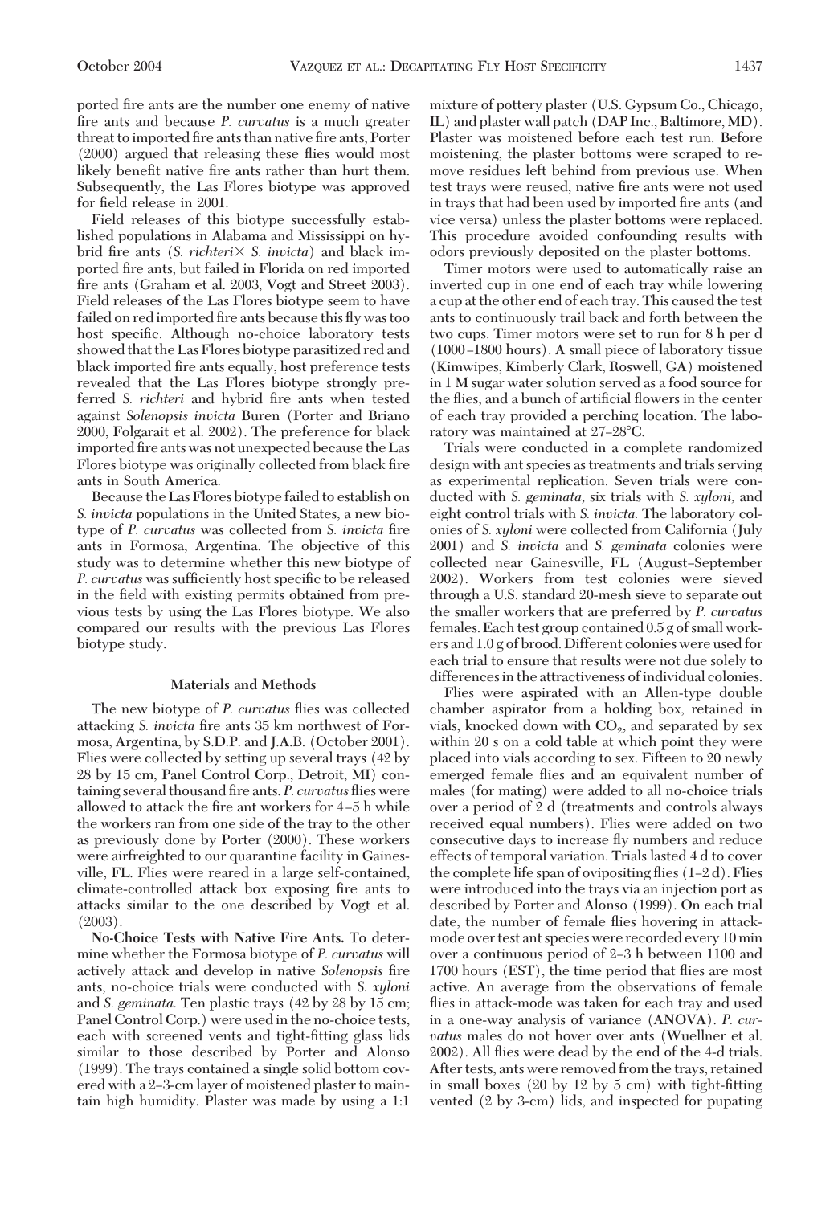ported fire ants are the number one enemy of native fire ants and because *P. curvatus* is a much greater threat to imported fire ants than native fire ants, Porter (2000) argued that releasing these flies would most likely benefit native fire ants rather than hurt them. Subsequently, the Las Flores biotype was approved for field release in 2001.

Field releases of this biotype successfully established populations in Alabama and Mississippi on hybrid fire ants (*S. richteri*× *S. invicta*) and black imported fire ants, but failed in Florida on red imported fire ants (Graham et al. 2003, Vogt and Street 2003). Field releases of the Las Flores biotype seem to have failed on red imported fire ants because this fly was too host specific. Although no-choice laboratory tests showed that the Las Flores biotype parasitized red and black imported fire ants equally, host preference tests revealed that the Las Flores biotype strongly preferred *S. richteri* and hybrid fire ants when tested against *Solenopsis invicta* Buren (Porter and Briano 2000, Folgarait et al. 2002). The preference for black imported fire ants was not unexpected because the Las Flores biotype was originally collected from black fire ants in South America.

Because the Las Flores biotype failed to establish on *S. invicta* populations in the United States, a new biotype of *P. curvatus* was collected from *S. invicta* fire ants in Formosa, Argentina. The objective of this study was to determine whether this new biotype of *P. curvatus* was sufficiently host specific to be released in the field with existing permits obtained from previous tests by using the Las Flores biotype. We also compared our results with the previous Las Flores biotype study.

## Materials and Methods

The new biotype of *P. curvatus* flies was collected attacking *S. invicta* fire ants 35 km northwest of Formosa, Argentina, by S.D.P. and J.A.B. (October 2001). Flies were collected by setting up several trays (42 by 28 by 15 cm, Panel Control Corp., Detroit, MI) containing several thousand fire ants. *P. curvatus* flies were allowed to attack the fire ant workers for 4–5 h while the workers ran from one side of the tray to the other as previously done by Porter (2000). These workers were airfreighted to our quarantine facility in Gainesville, FL. Flies were reared in a large self-contained, climate-controlled attack box exposing fire ants to attacks similar to the one described by Vogt et al. (2003).

**No-Choice Tests with Native Fire Ants.** To determine whether the Formosa biotype of *P. curvatus* will actively attack and develop in native *Solenopsis* fire ants, no-choice trials were conducted with *S. xyloni* and *S. geminata.* Ten plastic trays (42 by 28 by 15 cm; Panel Control Corp.) were used in the no-choice tests, each with screened vents and tight-fitting glass lids similar to those described by Porter and Alonso (1999). The trays contained a single solid bottom covered with a 2–3-cm layer of moistened plaster to maintain high humidity. Plaster was made by using a 1:1 mixture of pottery plaster (U.S. Gypsum Co., Chicago, IL) and plaster wall patch (DAP Inc., Baltimore, MD). Plaster was moistened before each test run. Before moistening, the plaster bottoms were scraped to remove residues left behind from previous use. When test trays were reused, native fire ants were not used in trays that had been used by imported fire ants (and vice versa) unless the plaster bottoms were replaced. This procedure avoided confounding results with odors previously deposited on the plaster bottoms.

Timer motors were used to automatically raise an inverted cup in one end of each tray while lowering a cup at the other end of each tray. This caused the test ants to continuously trail back and forth between the two cups. Timer motors were set to run for 8 h per d (1000–1800 hours). A small piece of laboratory tissue (Kimwipes, Kimberly Clark, Roswell, GA) moistened in 1 M sugar water solution served as a food source for the flies, and a bunch of artificial flowers in the center of each tray provided a perching location. The laboratory was maintained at 27–28°C.

Trials were conducted in a complete randomized design with ant species as treatments and trials serving as experimental replication. Seven trials were conducted with *S. geminata*, six trials with *S. xyloni*, and eight control trials with *S. invicta.* The laboratory colonies of *S. xyloni* were collected from California (July 2001) and *S. invicta* and *S. geminata* colonies were collected near Gainesville, FL (August–September 2002). Workers from test colonies were sieved through a U.S. standard 20-mesh sieve to separate out the smaller workers that are preferred by *P. curvatus* females. Each test group contained 0.5 g of small workers and 1.0 g of brood. Different colonies were used for each trial to ensure that results were not due solely to differences in the attractiveness of individual colonies.

Flies were aspirated with an Allen-type double chamber aspirator from a holding box, retained in vials, knocked down with $CO_2$, and separated by sex within 20 s on a cold table at which point they were placed into vials according to sex. Fifteen to 20 newly emerged female flies and an equivalent number of males (for mating) were added to all no-choice trials over a period of 2 d (treatments and controls always received equal numbers). Flies were added on two consecutive days to increase fly numbers and reduce effects of temporal variation. Trials lasted 4 d to cover the complete life span of ovipositing flies (1–2 d). Flies were introduced into the trays via an injection port as described by Porter and Alonso (1999). On each trial date, the number of female flies hovering in attack-mode over test ant species were recorded every 10 min over a continuous period of 2–3 h between 1100 and 1700 hours (EST), the time period that flies are most active. An average from the observations of female flies in attack-mode was taken for each tray and used in a one-way analysis of variance (ANOVA). *P. curvatus* males do not hover over ants (Wuellner et al. 2002). All flies were dead by the end of the 4-d trials. After tests, ants were removed from the trays, retained in small boxes (20 by 12 by 5 cm) with tight-fitting vented (2 by 3-cm) lids, and inspected for pupating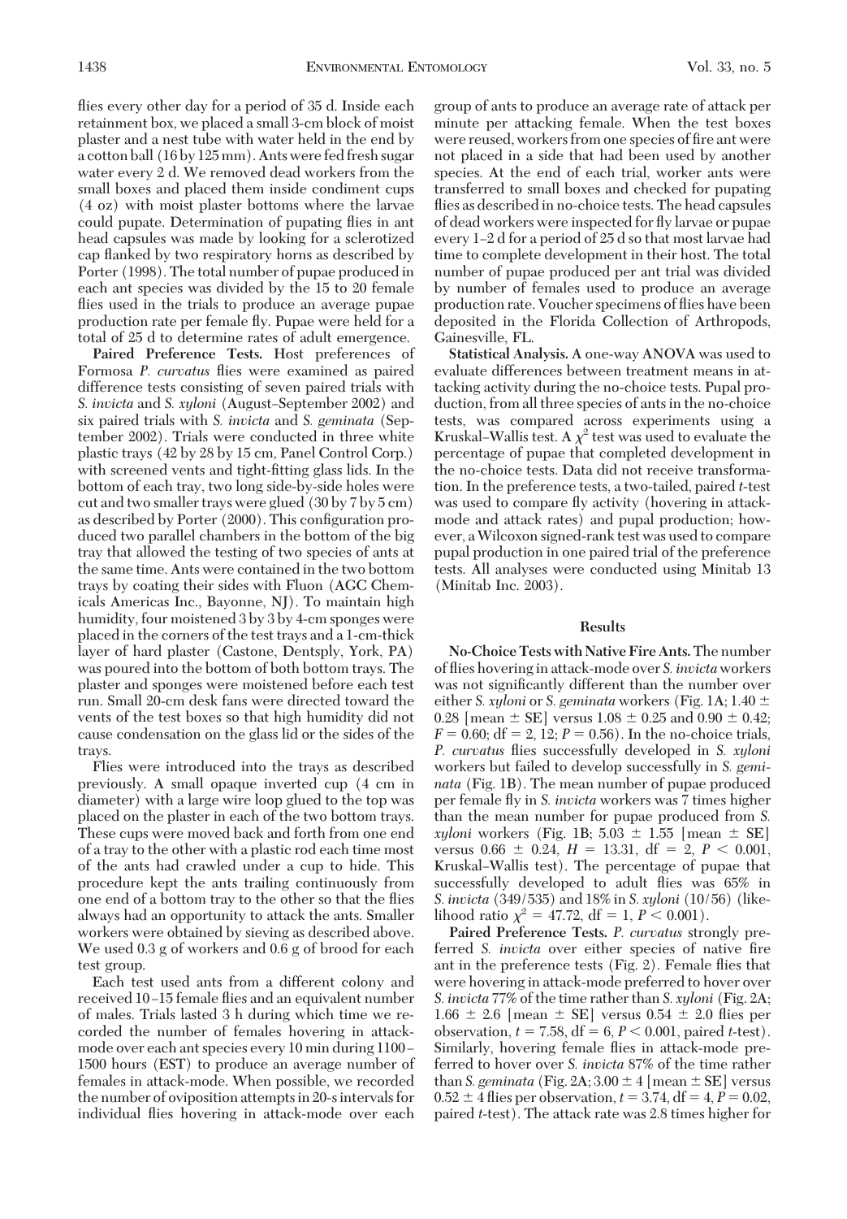flies every other day for a period of 35 d. Inside each retainment box, we placed a small 3-cm block of moist plaster and a nest tube with water held in the end by a cotton ball (16 by 125 mm). Ants were fed fresh sugar water every 2 d. We removed dead workers from the small boxes and placed them inside condiment cups (4 oz) with moist plaster bottoms where the larvae could pupate. Determination of pupating flies in ant head capsules was made by looking for a sclerotized cap flanked by two respiratory horns as described by Porter (1998). The total number of pupae produced in each ant species was divided by the 15 to 20 female flies used in the trials to produce an average pupae production rate per female fly. Pupae were held for a total of 25 d to determine rates of adult emergence.

**Paired Preference Tests.** Host preferences of Formosa *P. curvatus* flies were examined as paired difference tests consisting of seven paired trials with *S. invicta* and *S. xyloni* (August–September 2002) and six paired trials with *S. invicta* and *S. geminata* (September 2002). Trials were conducted in three white plastic trays (42 by 28 by 15 cm, Panel Control Corp.) with screened vents and tight-fitting glass lids. In the bottom of each tray, two long side-by-side holes were cut and two smaller trays were glued (30 by 7 by 5 cm) as described by Porter (2000). This configuration produced two parallel chambers in the bottom of the big tray that allowed the testing of two species of ants at the same time. Ants were contained in the two bottom trays by coating their sides with Fluon (AGC Chemicals Americas Inc., Bayonne, NJ). To maintain high humidity, four moistened 3 by 3 by 4-cm sponges were placed in the corners of the test trays and a 1-cm-thick layer of hard plaster (Castone, Dentsply, York, PA) was poured into the bottom of both bottom trays. The plaster and sponges were moistened before each test run. Small 20-cm desk fans were directed toward the vents of the test boxes so that high humidity did not cause condensation on the glass lid or the sides of the trays.

Flies were introduced into the trays as described previously. A small opaque inverted cup (4 cm in diameter) with a large wire loop glued to the top was placed on the plaster in each of the two bottom trays. These cups were moved back and forth from one end of a tray to the other with a plastic rod each time most of the ants had crawled under a cup to hide. This procedure kept the ants trailing continuously from one end of a bottom tray to the other so that the flies always had an opportunity to attack the ants. Smaller workers were obtained by sieving as described above. We used 0.3 g of workers and 0.6 g of brood for each test group.

Each test used ants from a different colony and received 10–15 female flies and an equivalent number of males. Trials lasted 3 h during which time we recorded the number of females hovering in attack-mode over each ant species every 10 min during 1100–1500 hours (EST) to produce an average number of females in attack-mode. When possible, we recorded the number of oviposition attempts in 20-s intervals for individual flies hovering in attack-mode over each group of ants to produce an average rate of attack per minute per attacking female. When the test boxes were reused, workers from one species of fire ant were not placed in a side that had been used by another species. At the end of each trial, worker ants were transferred to small boxes and checked for pupating flies as described in no-choice tests. The head capsules of dead workers were inspected for fly larvae or pupae every 1–2 d for a period of 25 d so that most larvae had time to complete development in their host. The total number of pupae produced per ant trial was divided by number of females used to produce an average production rate. Voucher specimens of flies have been deposited in the Florida Collection of Arthropods, Gainesville, FL.

**Statistical Analysis.** A one-way ANOVA was used to evaluate differences between treatment means in attacking activity during the no-choice tests. Pupal production, from all three species of ants in the no-choice tests, was compared across experiments using a Kruskal–Wallis test. A $\chi^2$ test was used to evaluate the percentage of pupae that completed development in the no-choice tests. Data did not receive transformation. In the preference tests, a two-tailed, paired *t*-test was used to compare fly activity (hovering in attack-mode and attack rates) and pupal production; however, a Wilcoxon signed-rank test was used to compare pupal production in one paired trial of the preference tests. All analyses were conducted using Minitab 13 (Minitab Inc. 2003).

## Results

**No-Choice Tests with Native Fire Ants.** The number of flies hovering in attack-mode over *S. invicta* workers was not significantly different than the number over either *S. xyloni* or *S. geminata* workers (Fig. 1A; 1.40 ± 0.28 [mean ± SE] versus 1.08 ± 0.25 and 0.90 ± 0.42; $F = 0.60$; df = 2, 12; $P = 0.56$). In the no-choice trials, *P. curvatus* flies successfully developed in *S. xyloni* workers but failed to develop successfully in *S. geminata* (Fig. 1B). The mean number of pupae produced per female fly in *S. invicta* workers was 7 times higher than the mean number for pupae produced from *S. xyloni* workers (Fig. 1B; 5.03 ± 1.55 [mean ± SE] versus 0.66 ± 0.24, $H = 13.31$, df = 2, $P < 0.001$, Kruskal–Wallis test). The percentage of pupae that successfully developed to adult flies was 65% in *S. invicta* (349/535) and 18% in *S. xyloni* (10/56) (likelihood ratio $\chi^2 = 47.72$, df = 1, $P < 0.001$).

**Paired Preference Tests.** *P. curvatus* strongly preferred *S. invicta* over either species of native fire ant in the preference tests (Fig. 2). Female flies that were hovering in attack-mode preferred to hover over *S. invicta* 77% of the time rather than *S. xyloni* (Fig. 2A; 1.66 ± 2.6 [mean ± SE] versus 0.54 ± 2.0 flies per observation, $t = 7.58$, df = 6, $P < 0.001$, paired *t*-test). Similarly, hovering female flies in attack-mode preferred to hover over *S. invicta* 87% of the time rather than *S. geminata* (Fig. 2A; 3.00 ± 4 [mean ± SE] versus 0.52 ± 4 flies per observation, $t = 3.74$, df = 4, $P = 0.02$, paired *t*-test). The attack rate was 2.8 times higher for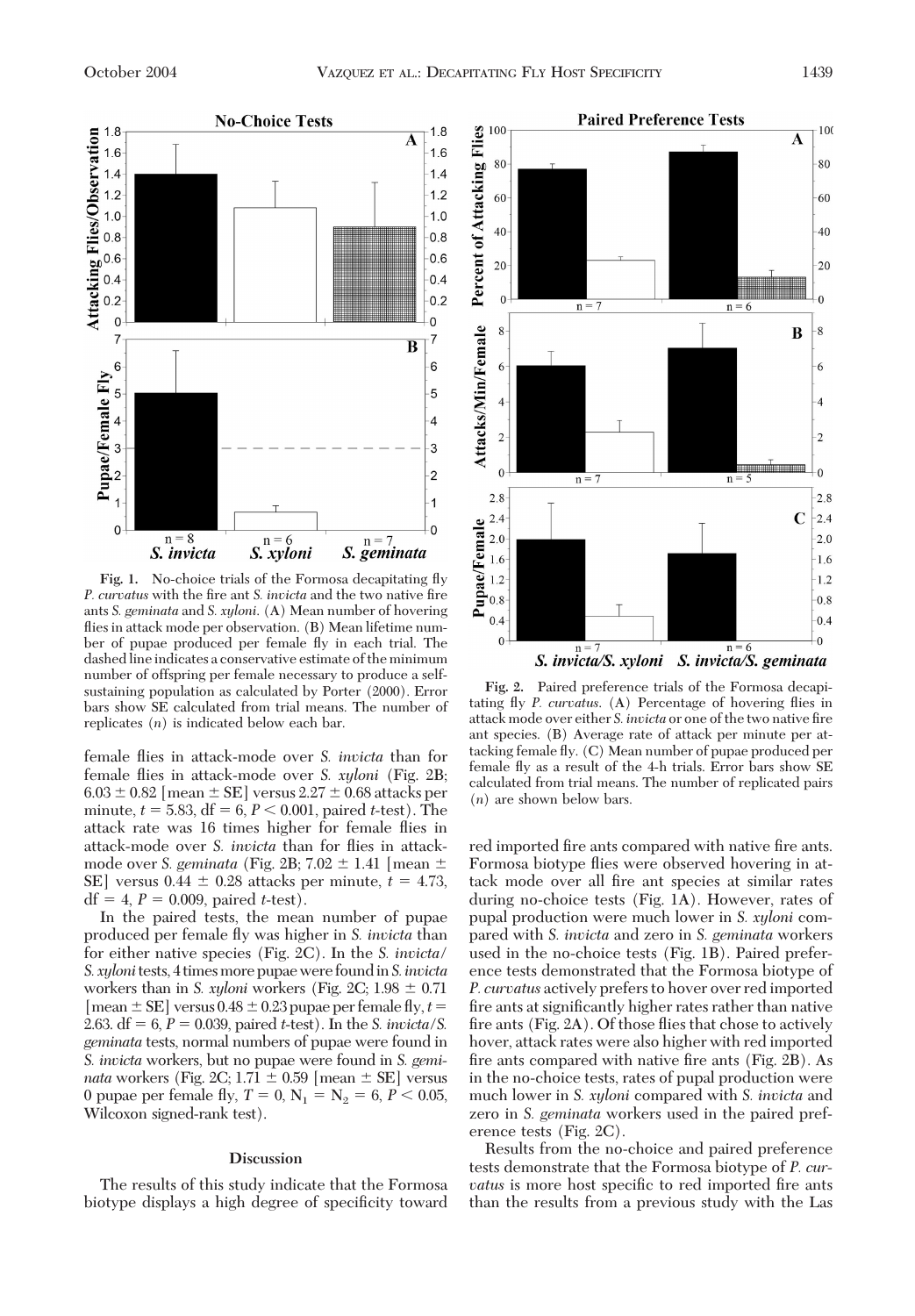**Fig. 1.** No-choice trials of the Formosa decapitating fly *P. curvatus* with the fire ant *S. invicta* and the two native fire ants *S. geminata* and *S. xyloni*. (A) Mean number of hovering flies in attack mode per observation. (B) Mean lifetime number of pupae produced per female fly in each trial. The dashed line indicates a conservative estimate of the minimum number of offspring per female necessary to produce a self-sustaining population as calculated by Porter (2000). Error bars show SE calculated from trial means. The number of replicates ($n$) is indicated below each bar.

**Fig. 2.** Paired preference trials of the Formosa decapitating fly *P. curvatus*. (A) Percentage of hovering flies in attack mode over either *S. invicta* or one of the two native fire ant species. (B) Average rate of attack per minute per attacking female fly. (C) Mean number of pupae produced per female fly as a result of the 4-h trials. Error bars show SE calculated from trial means. The number of replicated pairs ($n$) are shown below bars.

female flies in attack-mode over *S. invicta* than for female flies in attack-mode over *S. xyloni* (Fig. 2B; $6.03 \pm 0.82$ [mean $\pm$ SE] versus $2.27 \pm 0.68$ attacks per minute, $t = 5.83$, df $= 6$, $P < 0.001$, paired $t$-test). The attack rate was 16 times higher for female flies in attack-mode over *S. invicta* than for flies in attack-mode over *S. geminata* (Fig. 2B; $7.02 \pm 1.41$ [mean $\pm$ SE] versus $0.44 \pm 0.28$ attacks per minute, $t = 4.73$, df $= 4$, $P = 0.009$, paired $t$-test).

In the paired tests, the mean number of pupae produced per female fly was higher in *S. invicta* than for either native species (Fig. 2C). In the *S. invicta*/*S. xyloni* tests, 4 times more pupae were found in *S. invicta* workers than in *S. xyloni* workers (Fig. 2C; $1.98 \pm 0.71$ [mean $\pm$ SE] versus $0.48 \pm 0.23$ pupae per female fly, $t = 2.63$. df $= 6$, $P = 0.039$, paired $t$-test). In the *S. invicta*/*S. geminata* tests, normal numbers of pupae were found in *S. invicta* workers, but no pupae were found in *S. geminata* workers (Fig. 2C; $1.71 \pm 0.59$ [mean $\pm$ SE] versus 0 pupae per female fly, $T = 0$, $N_1 = N_2 = 6$, $P < 0.05$, Wilcoxon signed-rank test).

## Discussion

The results of this study indicate that the Formosa biotype displays a high degree of specificity toward red imported fire ants compared with native fire ants. Formosa biotype flies were observed hovering in attack mode over all fire ant species at similar rates during no-choice tests (Fig. 1A). However, rates of pupal production were much lower in *S. xyloni* compared with *S. invicta* and zero in *S. geminata* workers used in the no-choice tests (Fig. 1B). Paired preference tests demonstrated that the Formosa biotype of *P. curvatus* actively prefers to hover over red imported fire ants at significantly higher rates rather than native fire ants (Fig. 2A). Of those flies that chose to actively hover, attack rates were also higher with red imported fire ants compared with native fire ants (Fig. 2B). As in the no-choice tests, rates of pupal production were much lower in *S. xyloni* compared with *S. invicta* and zero in *S. geminata* workers used in the paired preference tests (Fig. 2C).

Results from the no-choice and paired preference tests demonstrate that the Formosa biotype of *P. curvatus* is more host specific to red imported fire ants than the results from a previous study with the Las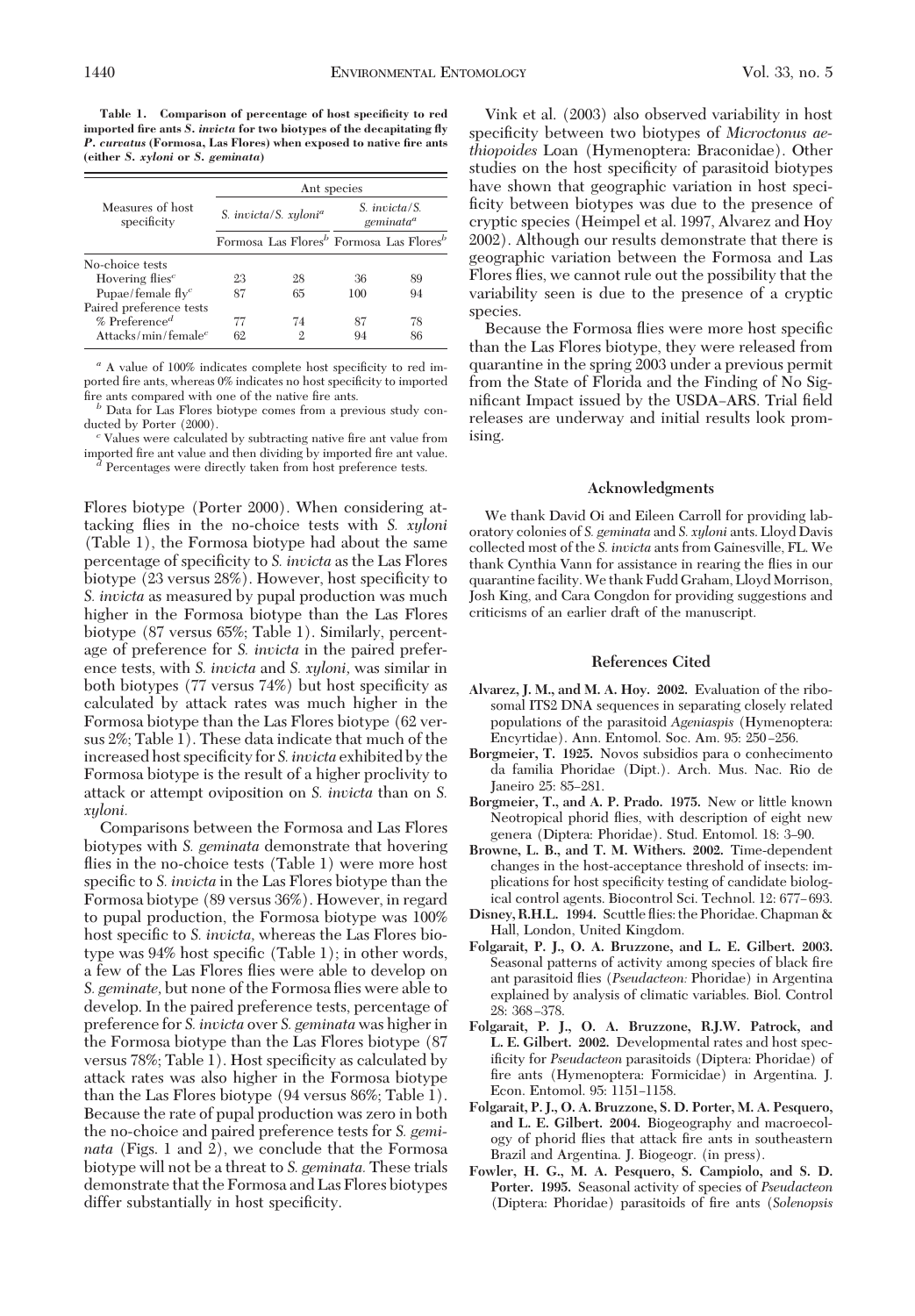**Table 1. Comparison of percentage of host specificity to red imported fire ants *S. invicta* for two biotypes of the decapitating fly *P. curvatus* (Formosa, Las Flores) when exposed to native fire ants (either *S. xyloni* or *S. geminata*)**

| Measures of host specificity | Ant species | | | |
|---|---|---|---|---|
| | *S. invicta*/*S. xyloni*[a] | | *S. invicta*/*S. geminata*[a] | |
| | Formosa | Las Flores[b] | Formosa | Las Flores[b] |
| No-choice tests | | | | |
| Hovering flies[c] | 23 | 28 | 36 | 89 |
| Pupae/female fly[c] | 87 | 65 | 100 | 94 |
| Paired preference tests | | | | |
| % Preference[d] | 77 | 74 | 87 | 78 |
| Attacks/min/female[c] | 62 | 2 | 94 | 86 |

[a] A value of 100% indicates complete host specificity to red imported fire ants, whereas 0% indicates no host specificity to imported fire ants compared with one of the native fire ants.

[b] Data for Las Flores biotype comes from a previous study conducted by Porter (2000).

[c] Values were calculated by subtracting native fire ant value from imported fire ant value and then dividing by imported fire ant value.

[d] Percentages were directly taken from host preference tests.

Flores biotype (Porter 2000). When considering attacking flies in the no-choice tests with *S. xyloni* (Table 1), the Formosa biotype had about the same percentage of specificity to *S. invicta* as the Las Flores biotype (23 versus 28%). However, host specificity to *S. invicta* as measured by pupal production was much higher in the Formosa biotype than the Las Flores biotype (87 versus 65%; Table 1). Similarly, percentage of preference for *S. invicta* in the paired preference tests, with *S. invicta* and *S. xyloni*, was similar in both biotypes (77 versus 74%) but host specificity as calculated by attack rates was much higher in the Formosa biotype than the Las Flores biotype (62 versus 2%; Table 1). These data indicate that much of the increased host specificity for *S. invicta* exhibited by the Formosa biotype is the result of a higher proclivity to attack or attempt oviposition on *S. invicta* than on *S. xyloni*.

Comparisons between the Formosa and Las Flores biotypes with *S. geminata* demonstrate that hovering flies in the no-choice tests (Table 1) were more host specific to *S. invicta* in the Las Flores biotype than the Formosa biotype (89 versus 36%). However, in regard to pupal production, the Formosa biotype was 100% host specific to *S. invicta*, whereas the Las Flores biotype was 94% host specific (Table 1); in other words, a few of the Las Flores flies were able to develop on *S. geminate*, but none of the Formosa flies were able to develop. In the paired preference tests, percentage of preference for *S. invicta* over *S. geminata* was higher in the Formosa biotype than the Las Flores biotype (87 versus 78%; Table 1). Host specificity as calculated by attack rates was also higher in the Formosa biotype than the Las Flores biotype (94 versus 86%; Table 1). Because the rate of pupal production was zero in both the no-choice and paired preference tests for *S. geminata* (Figs. 1 and 2), we conclude that the Formosa biotype will not be a threat to *S. geminata*. These trials demonstrate that the Formosa and Las Flores biotypes differ substantially in host specificity.

Vink et al. (2003) also observed variability in host specificity between two biotypes of *Microctonus aethiopoides* Loan (Hymenoptera: Braconidae). Other studies on the host specificity of parasitoid biotypes have shown that geographic variation in host specificity between biotypes was due to the presence of cryptic species (Heimpel et al. 1997, Alvarez and Hoy 2002). Although our results demonstrate that there is geographic variation between the Formosa and Las Flores flies, we cannot rule out the possibility that the variability seen is due to the presence of a cryptic species.

Because the Formosa flies were more host specific than the Las Flores biotype, they were released from quarantine in the spring 2003 under a previous permit from the State of Florida and the Finding of No Significant Impact issued by the USDA–ARS. Trial field releases are underway and initial results look promising.

## Acknowledgments

We thank David Oi and Eileen Carroll for providing laboratory colonies of *S. geminata* and *S. xyloni* ants. Lloyd Davis collected most of the *S. invicta* ants from Gainesville, FL. We thank Cynthia Vann for assistance in rearing the flies in our quarantine facility. We thank Fudd Graham, Lloyd Morrison, Josh King, and Cara Congdon for providing suggestions and criticisms of an earlier draft of the manuscript.

## References Cited

**Alvarez, J. M., and M. A. Hoy. 2002.** Evaluation of the ribosomal ITS2 DNA sequences in separating closely related populations of the parasitoid *Ageniaspis* (Hymenoptera: Encyrtidae). Ann. Entomol. Soc. Am. 95: 250–256.

**Borgmeier, T. 1925.** Novos subsidios para o conhecimento da familia Phoridae (Dipt.). Arch. Mus. Nac. Rio de Janeiro 25: 85–281.

**Borgmeier, T., and A. P. Prado. 1975.** New or little known Neotropical phorid flies, with description of eight new genera (Diptera: Phoridae). Stud. Entomol. 18: 3–90.

**Browne, L. B., and T. M. Withers. 2002.** Time-dependent changes in the host-acceptance threshold of insects: implications for host specificity testing of candidate biological control agents. Biocontrol Sci. Technol. 12: 677–693.

**Disney, R.H.L. 1994.** Scuttle flies: the Phoridae. Chapman & Hall, London, United Kingdom.

**Folgarait, P. J., O. A. Bruzzone, and L. E. Gilbert. 2003.** Seasonal patterns of activity among species of black fire ant parasitoid flies (*Pseudacteon*: Phoridae) in Argentina explained by analysis of climatic variables. Biol. Control 28: 368–378.

**Folgarait, P. J., O. A. Bruzzone, R.J.W. Patrock, and L. E. Gilbert. 2002.** Developmental rates and host specificity for *Pseudacteon* parasitoids (Diptera: Phoridae) of fire ants (Hymenoptera: Formicidae) in Argentina. J. Econ. Entomol. 95: 1151–1158.

**Folgarait, P. J., O. A. Bruzzone, S. D. Porter, M. A. Pesquero, and L. E. Gilbert. 2004.** Biogeography and macroecology of phorid flies that attack fire ants in southeastern Brazil and Argentina. J. Biogeogr. (in press).

**Fowler, H. G., M. A. Pesquero, S. Campiolo, and S. D. Porter. 1995.** Seasonal activity of species of *Pseudacteon* (Diptera: Phoridae) parasitoids of fire ants (*Solenopsis*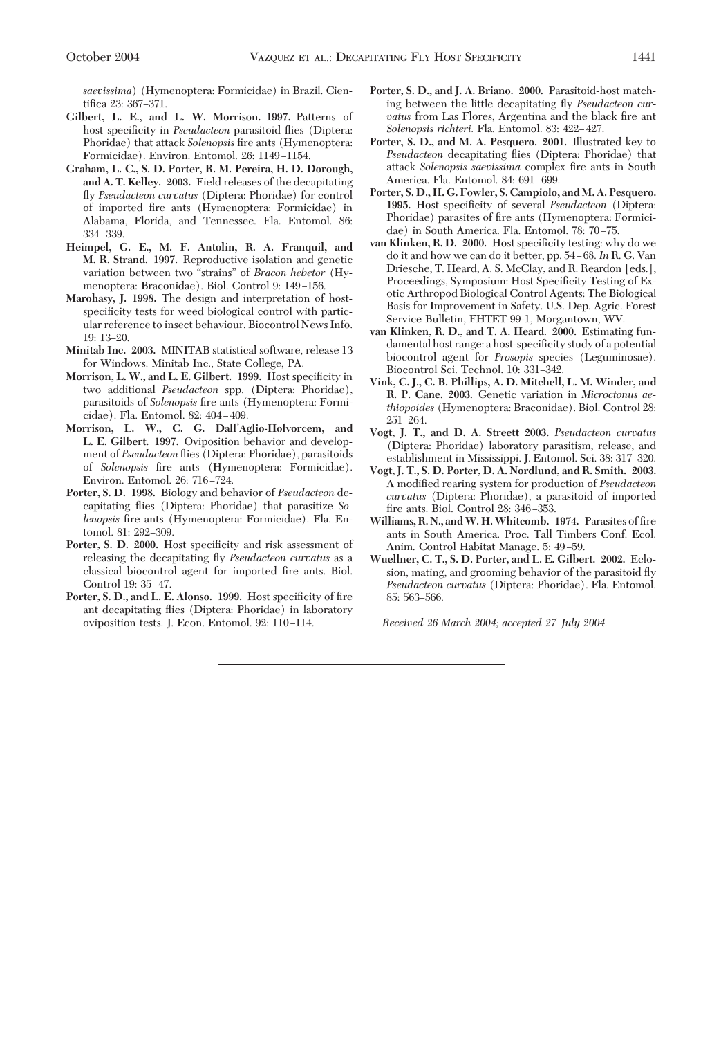*saevissima*) (Hymenoptera: Formicidae) in Brazil. Cientifica 23: 367–371.

**Gilbert, L. E., and L. W. Morrison. 1997.** Patterns of host specificity in *Pseudacteon* parasitoid flies (Diptera: Phoridae) that attack *Solenopsis* fire ants (Hymenoptera: Formicidae). Environ. Entomol. 26: 1149–1154.

**Graham, L. C., S. D. Porter, R. M. Pereira, H. D. Dorough, and A. T. Kelley. 2003.** Field releases of the decapitating fly *Pseudacteon curvatus* (Diptera: Phoridae) for control of imported fire ants (Hymenoptera: Formicidae) in Alabama, Florida, and Tennessee. Fla. Entomol. 86: 334–339.

**Heimpel, G. E., M. F. Antolin, R. A. Franquil, and M. R. Strand. 1997.** Reproductive isolation and genetic variation between two "strains" of *Bracon hebetor* (Hymenoptera: Braconidae). Biol. Control 9: 149–156.

**Marohasy, J. 1998.** The design and interpretation of host-specificity tests for weed biological control with particular reference to insect behaviour. Biocontrol News Info. 19: 13–20.

**Minitab Inc. 2003.** MINITAB statistical software, release 13 for Windows. Minitab Inc., State College, PA.

**Morrison, L. W., and L. E. Gilbert. 1999.** Host specificity in two additional *Pseudacteon* spp. (Diptera: Phoridae), parasitoids of *Solenopsis* fire ants (Hymenoptera: Formicidae). Fla. Entomol. 82: 404–409.

**Morrison, L. W., C. G. Dall'Aglio-Holvorcem, and L. E. Gilbert. 1997.** Oviposition behavior and development of *Pseudacteon* flies (Diptera: Phoridae), parasitoids of *Solenopsis* fire ants (Hymenoptera: Formicidae). Environ. Entomol. 26: 716–724.

**Porter, S. D. 1998.** Biology and behavior of *Pseudacteon* decapitating flies (Diptera: Phoridae) that parasitize *Solenopsis* fire ants (Hymenoptera: Formicidae). Fla. Entomol. 81: 292–309.

**Porter, S. D. 2000.** Host specificity and risk assessment of releasing the decapitating fly *Pseudacteon curvatus* as a classical biocontrol agent for imported fire ants. Biol. Control 19: 35–47.

**Porter, S. D., and L. E. Alonso. 1999.** Host specificity of fire ant decapitating flies (Diptera: Phoridae) in laboratory oviposition tests. J. Econ. Entomol. 92: 110–114.

**Porter, S. D., and J. A. Briano. 2000.** Parasitoid-host matching between the little decapitating fly *Pseudacteon curvatus* from Las Flores, Argentina and the black fire ant *Solenopsis richteri*. Fla. Entomol. 83: 422–427.

**Porter, S. D., and M. A. Pesquero. 2001.** Illustrated key to *Pseudacteon* decapitating flies (Diptera: Phoridae) that attack *Solenopsis saevissima* complex fire ants in South America. Fla. Entomol. 84: 691–699.

**Porter, S. D., H. G. Fowler, S. Campiolo, and M. A. Pesquero. 1995.** Host specificity of several *Pseudacteon* (Diptera: Phoridae) parasites of fire ants (Hymenoptera: Formicidae) in South America. Fla. Entomol. 78: 70–75.

**van Klinken, R. D. 2000.** Host specificity testing: why do we do it and how we can do it better, pp. 54–68. *In* R. G. Van Driesche, T. Heard, A. S. McClay, and R. Reardon [eds.], Proceedings, Symposium: Host Specificity Testing of Exotic Arthropod Biological Control Agents: The Biological Basis for Improvement in Safety. U.S. Dep. Agric. Forest Service Bulletin, FHTET-99-1, Morgantown, WV.

**van Klinken, R. D., and T. A. Heard. 2000.** Estimating fundamental host range: a host-specificity study of a potential biocontrol agent for *Prosopis* species (Leguminosae). Biocontrol Sci. Technol. 10: 331–342.

**Vink, C. J., C. B. Phillips, A. D. Mitchell, L. M. Winder, and R. P. Cane. 2003.** Genetic variation in *Microctonus aethiopoides* (Hymenoptera: Braconidae). Biol. Control 28: 251–264.

**Vogt, J. T., and D. A. Streett 2003.** *Pseudacteon curvatus* (Diptera: Phoridae) laboratory parasitism, release, and establishment in Mississippi. J. Entomol. Sci. 38: 317–320.

**Vogt, J. T., S. D. Porter, D. A. Nordlund, and R. Smith. 2003.** A modified rearing system for production of *Pseudacteon curvatus* (Diptera: Phoridae), a parasitoid of imported fire ants. Biol. Control 28: 346–353.

**Williams, R. N., and W. H. Whitcomb. 1974.** Parasites of fire ants in South America. Proc. Tall Timbers Conf. Ecol. Anim. Control Habitat Manage. 5: 49–59.

**Wuellner, C. T., S. D. Porter, and L. E. Gilbert. 2002.** Eclosion, mating, and grooming behavior of the parasitoid fly *Pseudacteon curvatus* (Diptera: Phoridae). Fla. Entomol. 85: 563–566.

*Received 26 March 2004; accepted 27 July 2004.*